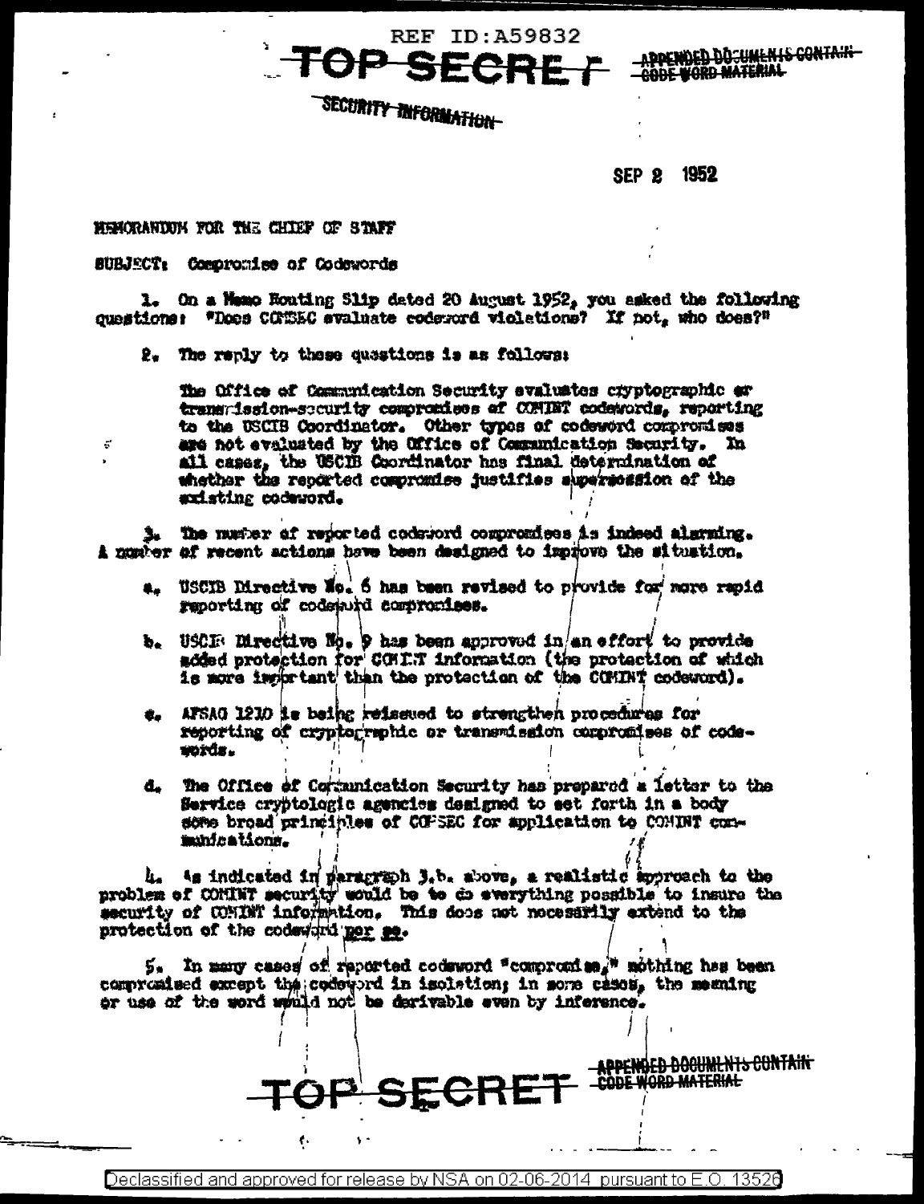REF ID:A59832

**TOP SECRET** ~~APPENDED DOCUMENTS CONTAIN CODE WORD MATERIAL~~

~~SECURITY INFORMATION~~

SEP 2 1952

MEMORANDUM FOR THE CHIEF OF STAFF

SUBJECT: Compromise of Codewords

1. On a Memo Routing Slip dated 20 August 1952, you asked the following questions: "Does COMSEC evaluate codeword violations? If not, who does?"

2. The reply to these questions is as follows:

   The Office of Communication Security evaluates cryptographic or transmission-security compromises of COMINT codewords, reporting to the USCIB Coordinator. Other types of codeword compromises are not evaluated by the Office of Communication Security. In all cases, the USCIB Coordinator has final determination of whether the reported compromise justifies supersession of the existing codeword.

3. The number of reported codeword compromises is indeed alarming. A number of recent actions have been designed to improve the situation.

   a. USCIB Directive No. 6 has been revised to provide for more rapid reporting of codeword compromises.

   b. USCIB Directive No. 9 has been approved in an effort to provide added protection for COMINT information (the protection of which is more important than the protection of the COMINT codeword).

   c. AFSAG 1210 is being reissued to strengthen procedures for reporting of cryptographic or transmission compromises of codewords.

   d. The Office of Communication Security has prepared a letter to the Service cryptologic agencies designed to set forth in a body some broad principles of COMSEC for application to COMINT communications.

4. As indicated in paragraph 3.b. above, a realistic approach to the problem of COMINT security would be to do everything possible to insure the security of COMINT information. This does not necessarily extend to the protection of the codeword *per se*.

5. In many cases of reported codeword "compromise," nothing has been compromised except the codeword in isolation; in some cases, the meaning or use of the word would not be derivable even by inference.

**TOP SECRET** ~~APPENDED DOCUMENTS CONTAIN CODE WORD MATERIAL~~

Declassified and approved for release by NSA on 02-06-2014 pursuant to E.O. 13526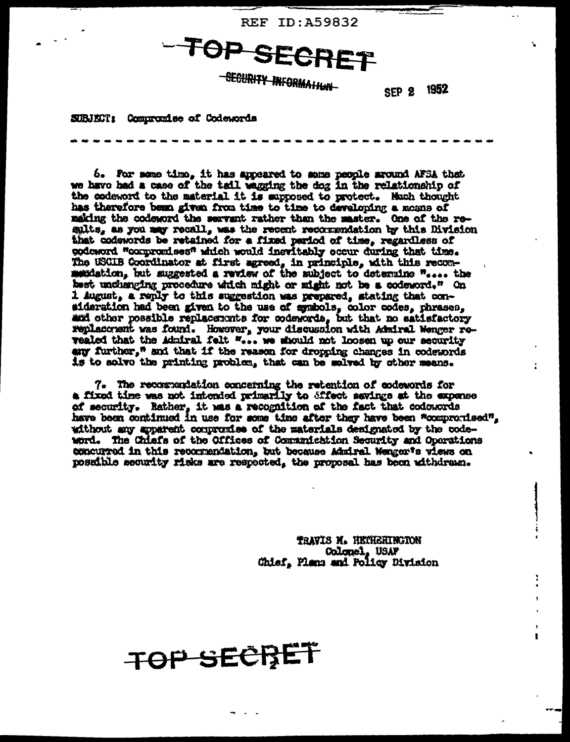REF ID:A59832

TOP SECRET

SECURITY INFORMATION

SEP 2 1952

SUBJECT: Compromise of Codewords

- - - - - - - - - - - - - - - - - - - - - - - - - - - - - - - - - - - - - - - -

6. For some time, it has appeared to some people around AFSA that we have had a case of the tail wagging the dog in the relationship of the codeword to the material it is supposed to protect. Much thought has therefore been given from time to time to developing a means of making the codeword the servant rather than the master. One of the results, as you may recall, was the recent recommendation by this Division that codewords be retained for a fixed period of time, regardless of codeword "compromises" which would inevitably occur during that time. The USCIB Coordinator at first agreed, in principle, with this recommendation, but suggested a review of the subject to determine ".... the best unchanging procedure which might or might not be a codeword." On 1 August, a reply to this suggestion was prepared, stating that consideration had been given to the use of symbols, color codes, phrases, and other possible replacements for codewords, but that no satisfactory replacement was found. However, your discussion with Admiral Wenger revealed that the Admiral felt "... we should not loosen up our security any further," and that if the reason for dropping changes in codewords is to solve the printing problem, that can be solved by other means.

7. The recommendation concerning the retention of codewords for a fixed time was not intended primarily to effect savings at the expense of security. Rather, it was a recognition of the fact that codewords have been continued in use for some time after they have been "compromised", without any apparent compromise of the materials designated by the codeword. The Chiefs of the Offices of Communication Security and Operations concurred in this recommendation, but because Admiral Wenger's views on possible security risks are respected, the proposal has been withdrawn.

TRAVIS M. HETHERINGTON
Colonel, USAF
Chief, Plans and Policy Division

TOP SECRET